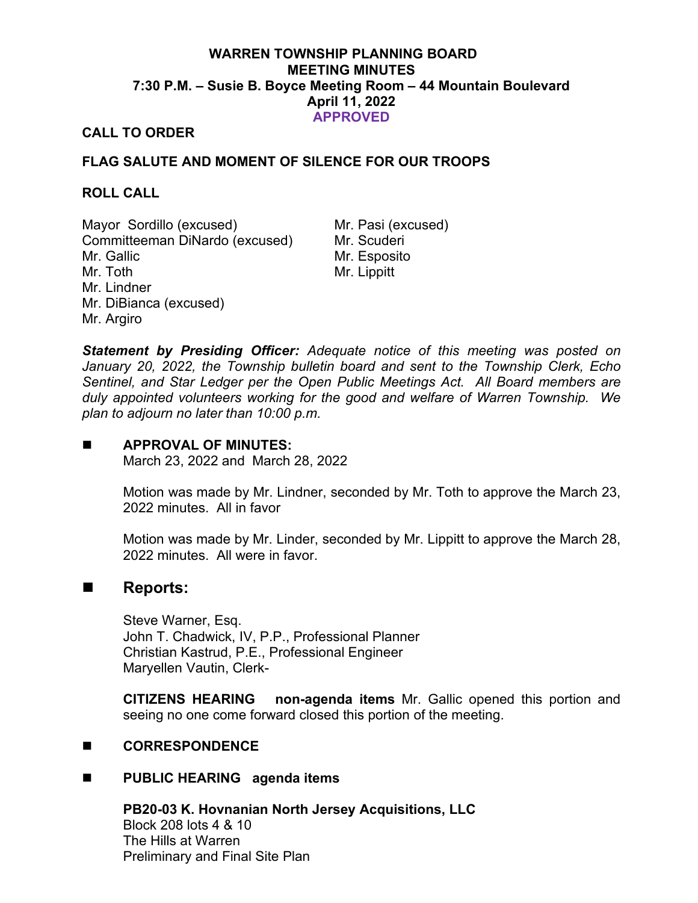# WARREN TOWNSHIP PLANNING BOARD
## MEETING MINUTES
### 7:30 P.M. – Susie B. Boyce Meeting Room – 44 Mountain Boulevard
### April 11, 2022
### APPROVED

**CALL TO ORDER**

**FLAG SALUTE AND MOMENT OF SILENCE FOR OUR TROOPS**

**ROLL CALL**

Mayor Sordillo (excused)
Committeeman DiNardo (excused)
Mr. Gallic
Mr. Toth
Mr. Lindner
Mr. DiBianca (excused)
Mr. Argiro
Mr. Pasi (excused)
Mr. Scuderi
Mr. Esposito
Mr. Lippitt

***Statement by Presiding Officer:*** *Adequate notice of this meeting was posted on January 20, 2022, the Township bulletin board and sent to the Township Clerk, Echo Sentinel, and Star Ledger per the Open Public Meetings Act. All Board members are duly appointed volunteers working for the good and welfare of Warren Township. We plan to adjourn no later than 10:00 p.m.*

- **APPROVAL OF MINUTES:**
  March 23, 2022 and March 28, 2022

  Motion was made by Mr. Lindner, seconded by Mr. Toth to approve the March 23, 2022 minutes. All in favor

  Motion was made by Mr. Linder, seconded by Mr. Lippitt to approve the March 28, 2022 minutes. All were in favor.

- **Reports:**

  Steve Warner, Esq.
  John T. Chadwick, IV, P.P., Professional Planner
  Christian Kastrud, P.E., Professional Engineer
  Maryellen Vautin, Clerk-

  **CITIZENS HEARING non-agenda items** Mr. Gallic opened this portion and seeing no one come forward closed this portion of the meeting.

- **CORRESPONDENCE**

- **PUBLIC HEARING agenda items**

  **PB20-03 K. Hovnanian North Jersey Acquisitions, LLC**
  Block 208 lots 4 & 10
  The Hills at Warren
  Preliminary and Final Site Plan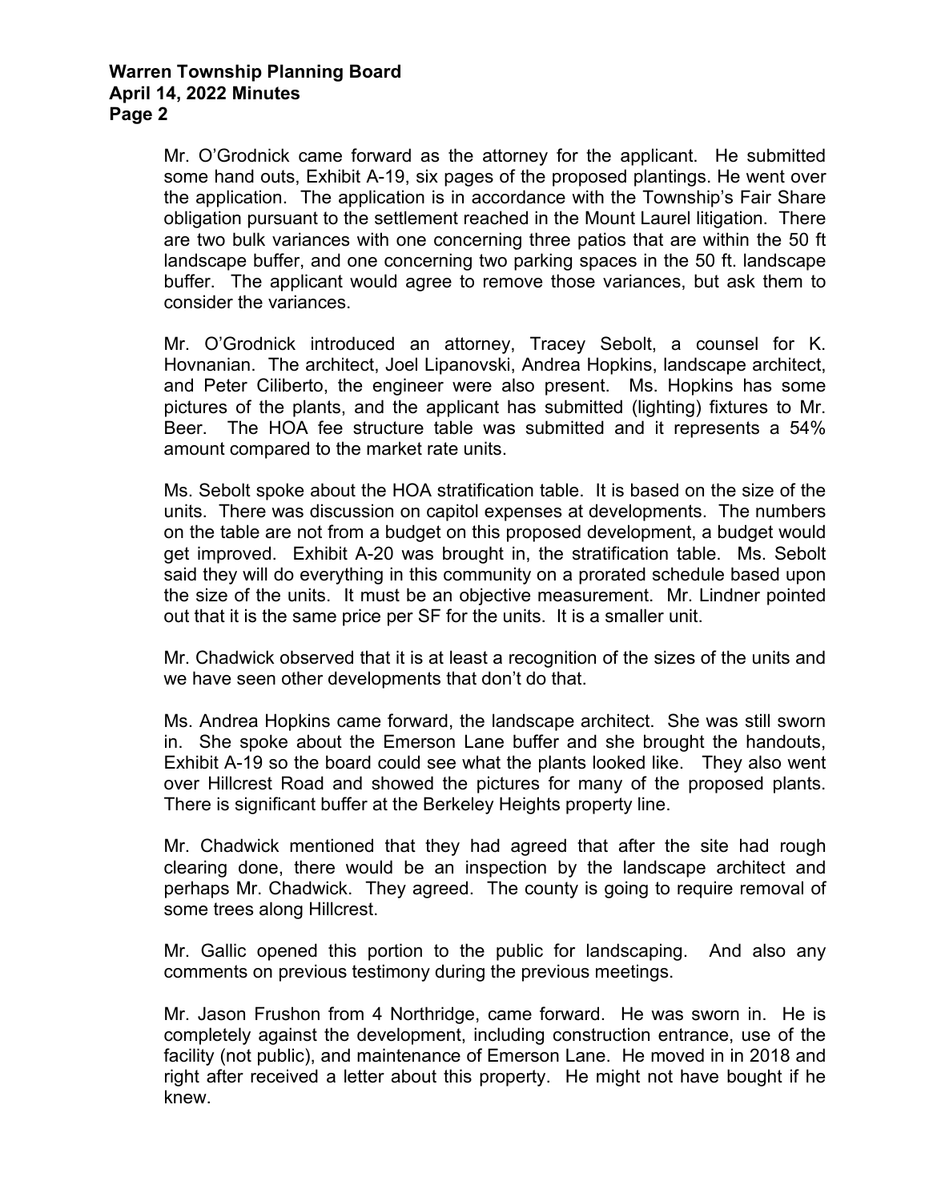Mr. O'Grodnick came forward as the attorney for the applicant. He submitted some hand outs, Exhibit A-19, six pages of the proposed plantings. He went over the application. The application is in accordance with the Township's Fair Share obligation pursuant to the settlement reached in the Mount Laurel litigation. There are two bulk variances with one concerning three patios that are within the 50 ft landscape buffer, and one concerning two parking spaces in the 50 ft. landscape buffer. The applicant would agree to remove those variances, but ask them to consider the variances.

Mr. O'Grodnick introduced an attorney, Tracey Sebolt, a counsel for K. Hovnanian. The architect, Joel Lipanovski, Andrea Hopkins, landscape architect, and Peter Ciliberto, the engineer were also present. Ms. Hopkins has some pictures of the plants, and the applicant has submitted (lighting) fixtures to Mr. Beer. The HOA fee structure table was submitted and it represents a 54% amount compared to the market rate units.

Ms. Sebolt spoke about the HOA stratification table. It is based on the size of the units. There was discussion on capitol expenses at developments. The numbers on the table are not from a budget on this proposed development, a budget would get improved. Exhibit A-20 was brought in, the stratification table. Ms. Sebolt said they will do everything in this community on a prorated schedule based upon the size of the units. It must be an objective measurement. Mr. Lindner pointed out that it is the same price per SF for the units. It is a smaller unit.

Mr. Chadwick observed that it is at least a recognition of the sizes of the units and we have seen other developments that don't do that.

Ms. Andrea Hopkins came forward, the landscape architect. She was still sworn in. She spoke about the Emerson Lane buffer and she brought the handouts, Exhibit A-19 so the board could see what the plants looked like. They also went over Hillcrest Road and showed the pictures for many of the proposed plants. There is significant buffer at the Berkeley Heights property line.

Mr. Chadwick mentioned that they had agreed that after the site had rough clearing done, there would be an inspection by the landscape architect and perhaps Mr. Chadwick. They agreed. The county is going to require removal of some trees along Hillcrest.

Mr. Gallic opened this portion to the public for landscaping. And also any comments on previous testimony during the previous meetings.

Mr. Jason Frushon from 4 Northridge, came forward. He was sworn in. He is completely against the development, including construction entrance, use of the facility (not public), and maintenance of Emerson Lane. He moved in in 2018 and right after received a letter about this property. He might not have bought if he knew.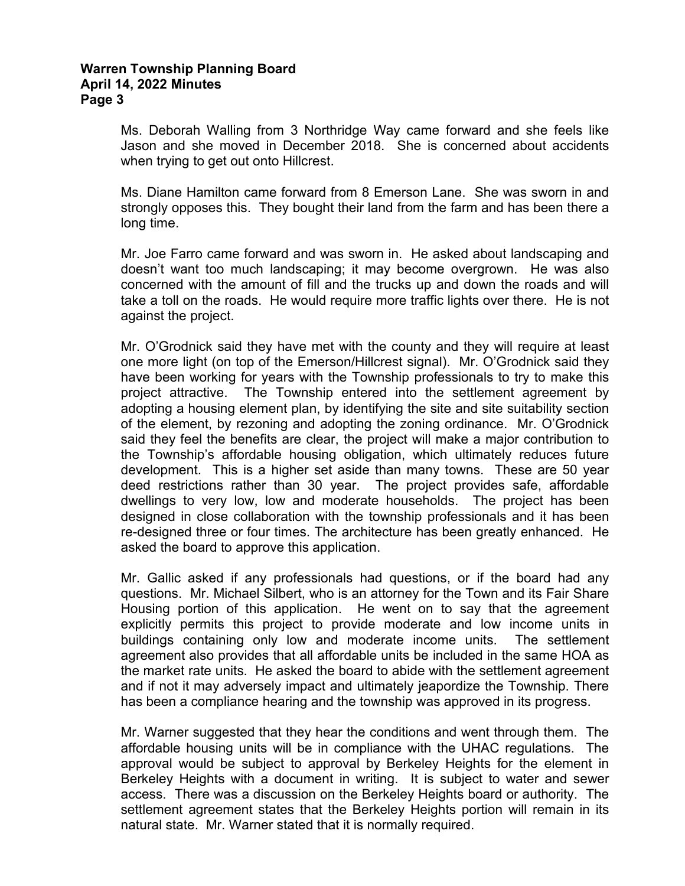Ms. Deborah Walling from 3 Northridge Way came forward and she feels like Jason and she moved in December 2018. She is concerned about accidents when trying to get out onto Hillcrest.

Ms. Diane Hamilton came forward from 8 Emerson Lane. She was sworn in and strongly opposes this. They bought their land from the farm and has been there a long time.

Mr. Joe Farro came forward and was sworn in. He asked about landscaping and doesn't want too much landscaping; it may become overgrown. He was also concerned with the amount of fill and the trucks up and down the roads and will take a toll on the roads. He would require more traffic lights over there. He is not against the project.

Mr. O'Grodnick said they have met with the county and they will require at least one more light (on top of the Emerson/Hillcrest signal). Mr. O'Grodnick said they have been working for years with the Township professionals to try to make this project attractive. The Township entered into the settlement agreement by adopting a housing element plan, by identifying the site and site suitability section of the element, by rezoning and adopting the zoning ordinance. Mr. O'Grodnick said they feel the benefits are clear, the project will make a major contribution to the Township's affordable housing obligation, which ultimately reduces future development. This is a higher set aside than many towns. These are 50 year deed restrictions rather than 30 year. The project provides safe, affordable dwellings to very low, low and moderate households. The project has been designed in close collaboration with the township professionals and it has been re-designed three or four times. The architecture has been greatly enhanced. He asked the board to approve this application.

Mr. Gallic asked if any professionals had questions, or if the board had any questions. Mr. Michael Silbert, who is an attorney for the Town and its Fair Share Housing portion of this application. He went on to say that the agreement explicitly permits this project to provide moderate and low income units in buildings containing only low and moderate income units. The settlement agreement also provides that all affordable units be included in the same HOA as the market rate units. He asked the board to abide with the settlement agreement and if not it may adversely impact and ultimately jeapordize the Township. There has been a compliance hearing and the township was approved in its progress.

Mr. Warner suggested that they hear the conditions and went through them. The affordable housing units will be in compliance with the UHAC regulations. The approval would be subject to approval by Berkeley Heights for the element in Berkeley Heights with a document in writing. It is subject to water and sewer access. There was a discussion on the Berkeley Heights board or authority. The settlement agreement states that the Berkeley Heights portion will remain in its natural state. Mr. Warner stated that it is normally required.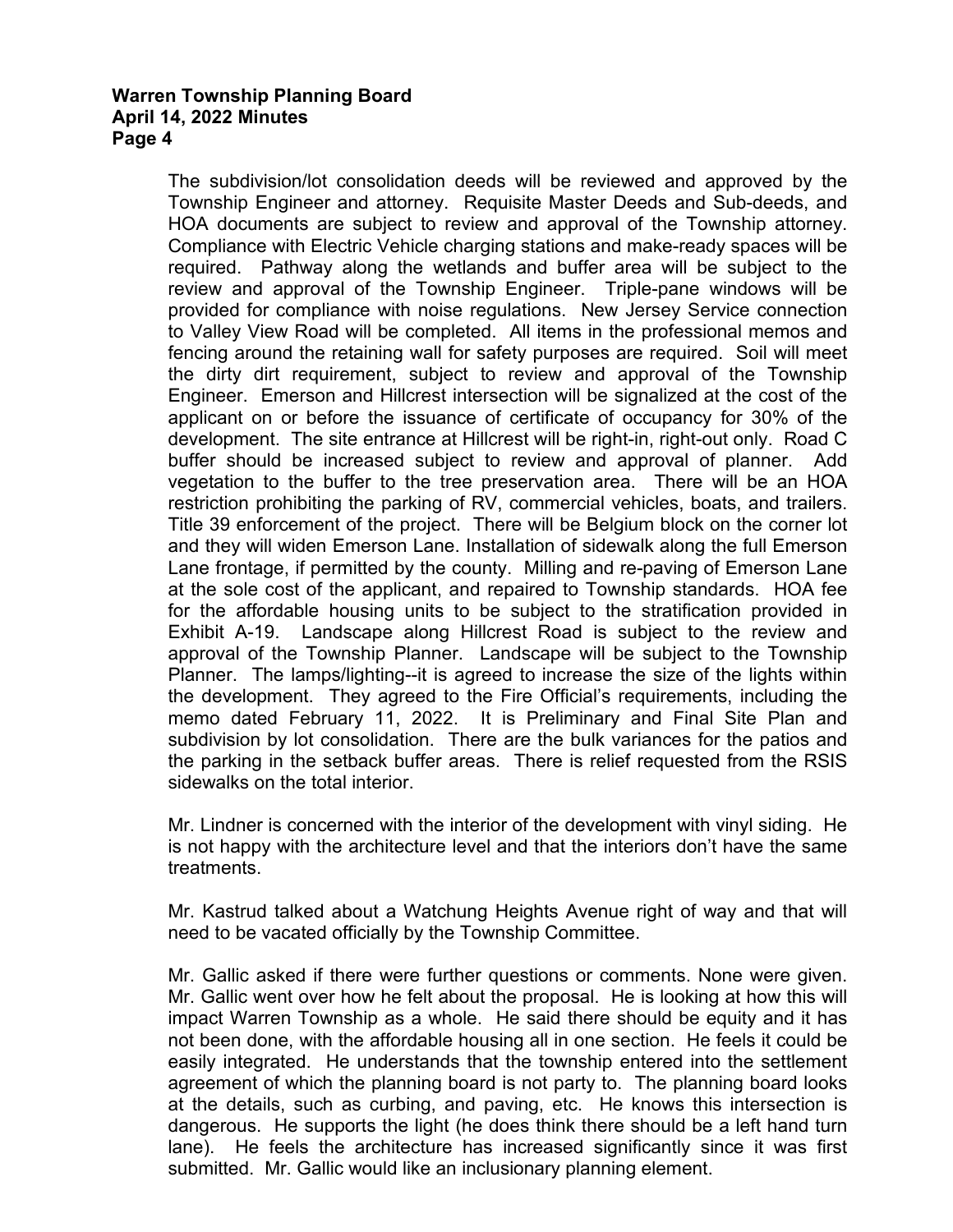The subdivision/lot consolidation deeds will be reviewed and approved by the Township Engineer and attorney. Requisite Master Deeds and Sub-deeds, and HOA documents are subject to review and approval of the Township attorney. Compliance with Electric Vehicle charging stations and make-ready spaces will be required. Pathway along the wetlands and buffer area will be subject to the review and approval of the Township Engineer. Triple-pane windows will be provided for compliance with noise regulations. New Jersey Service connection to Valley View Road will be completed. All items in the professional memos and fencing around the retaining wall for safety purposes are required. Soil will meet the dirty dirt requirement, subject to review and approval of the Township Engineer. Emerson and Hillcrest intersection will be signalized at the cost of the applicant on or before the issuance of certificate of occupancy for 30% of the development. The site entrance at Hillcrest will be right-in, right-out only. Road C buffer should be increased subject to review and approval of planner. Add vegetation to the buffer to the tree preservation area. There will be an HOA restriction prohibiting the parking of RV, commercial vehicles, boats, and trailers. Title 39 enforcement of the project. There will be Belgium block on the corner lot and they will widen Emerson Lane. Installation of sidewalk along the full Emerson Lane frontage, if permitted by the county. Milling and re-paving of Emerson Lane at the sole cost of the applicant, and repaired to Township standards. HOA fee for the affordable housing units to be subject to the stratification provided in Exhibit A-19. Landscape along Hillcrest Road is subject to the review and approval of the Township Planner. Landscape will be subject to the Township Planner. The lamps/lighting--it is agreed to increase the size of the lights within the development. They agreed to the Fire Official's requirements, including the memo dated February 11, 2022. It is Preliminary and Final Site Plan and subdivision by lot consolidation. There are the bulk variances for the patios and the parking in the setback buffer areas. There is relief requested from the RSIS sidewalks on the total interior.

Mr. Lindner is concerned with the interior of the development with vinyl siding. He is not happy with the architecture level and that the interiors don't have the same treatments.

Mr. Kastrud talked about a Watchung Heights Avenue right of way and that will need to be vacated officially by the Township Committee.

Mr. Gallic asked if there were further questions or comments. None were given. Mr. Gallic went over how he felt about the proposal. He is looking at how this will impact Warren Township as a whole. He said there should be equity and it has not been done, with the affordable housing all in one section. He feels it could be easily integrated. He understands that the township entered into the settlement agreement of which the planning board is not party to. The planning board looks at the details, such as curbing, and paving, etc. He knows this intersection is dangerous. He supports the light (he does think there should be a left hand turn lane). He feels the architecture has increased significantly since it was first submitted. Mr. Gallic would like an inclusionary planning element.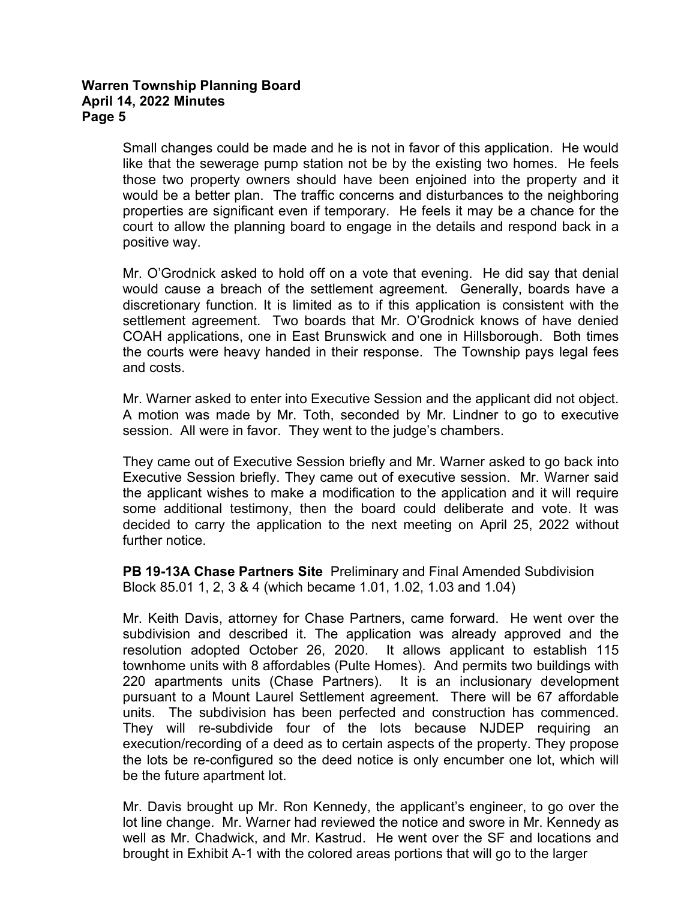Small changes could be made and he is not in favor of this application. He would like that the sewerage pump station not be by the existing two homes. He feels those two property owners should have been enjoined into the property and it would be a better plan. The traffic concerns and disturbances to the neighboring properties are significant even if temporary. He feels it may be a chance for the court to allow the planning board to engage in the details and respond back in a positive way.

Mr. O'Grodnick asked to hold off on a vote that evening. He did say that denial would cause a breach of the settlement agreement. Generally, boards have a discretionary function. It is limited as to if this application is consistent with the settlement agreement. Two boards that Mr. O'Grodnick knows of have denied COAH applications, one in East Brunswick and one in Hillsborough. Both times the courts were heavy handed in their response. The Township pays legal fees and costs.

Mr. Warner asked to enter into Executive Session and the applicant did not object. A motion was made by Mr. Toth, seconded by Mr. Lindner to go to executive session. All were in favor. They went to the judge's chambers.

They came out of Executive Session briefly and Mr. Warner asked to go back into Executive Session briefly. They came out of executive session. Mr. Warner said the applicant wishes to make a modification to the application and it will require some additional testimony, then the board could deliberate and vote. It was decided to carry the application to the next meeting on April 25, 2022 without further notice.

**PB 19-13A Chase Partners Site** Preliminary and Final Amended Subdivision
Block 85.01 1, 2, 3 & 4 (which became 1.01, 1.02, 1.03 and 1.04)

Mr. Keith Davis, attorney for Chase Partners, came forward. He went over the subdivision and described it. The application was already approved and the resolution adopted October 26, 2020. It allows applicant to establish 115 townhome units with 8 affordables (Pulte Homes). And permits two buildings with 220 apartments units (Chase Partners). It is an inclusionary development pursuant to a Mount Laurel Settlement agreement. There will be 67 affordable units. The subdivision has been perfected and construction has commenced. They will re-subdivide four of the lots because NJDEP requiring an execution/recording of a deed as to certain aspects of the property. They propose the lots be re-configured so the deed notice is only encumber one lot, which will be the future apartment lot.

Mr. Davis brought up Mr. Ron Kennedy, the applicant's engineer, to go over the lot line change. Mr. Warner had reviewed the notice and swore in Mr. Kennedy as well as Mr. Chadwick, and Mr. Kastrud. He went over the SF and locations and brought in Exhibit A-1 with the colored areas portions that will go to the larger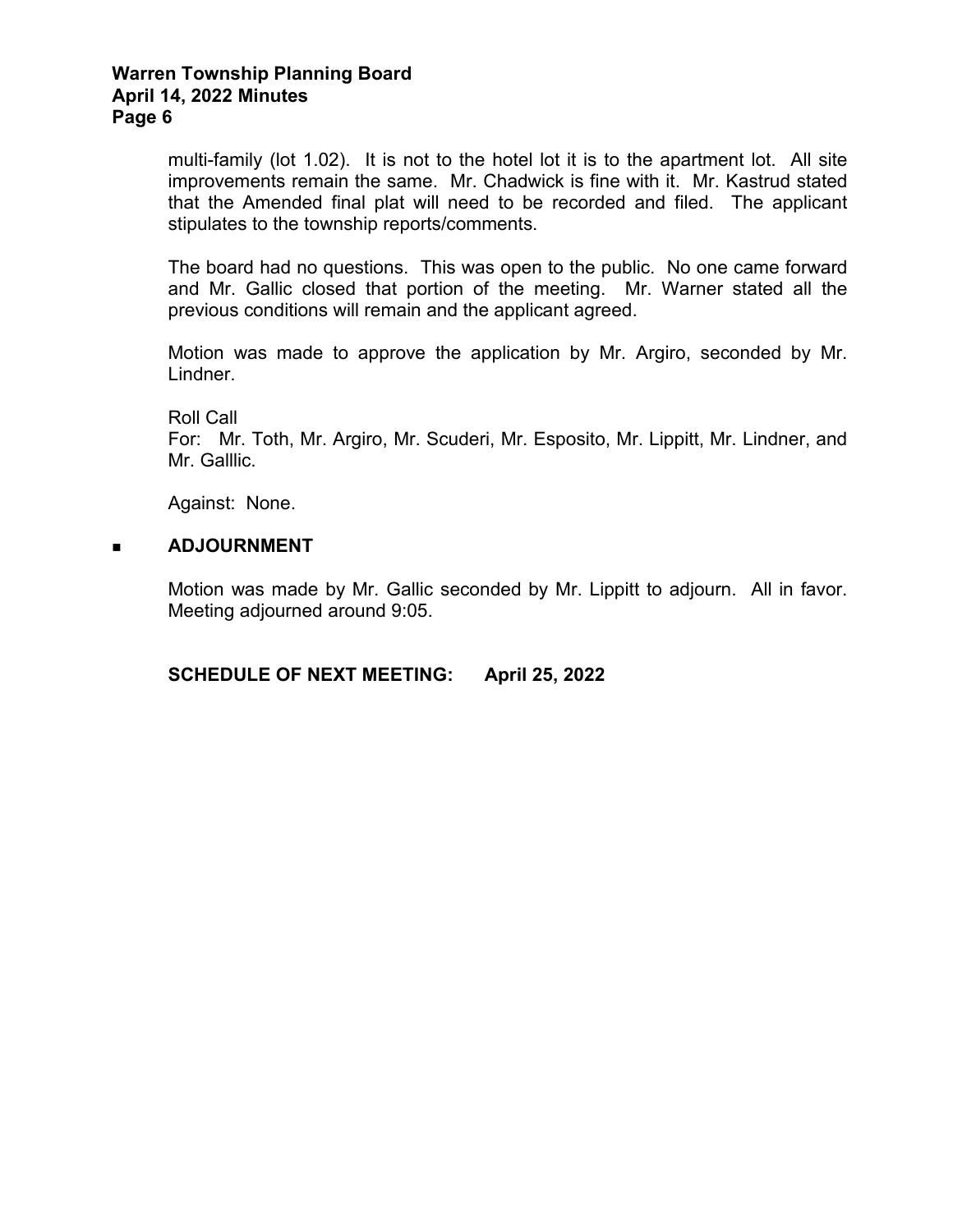multi-family (lot 1.02). It is not to the hotel lot it is to the apartment lot. All site improvements remain the same. Mr. Chadwick is fine with it. Mr. Kastrud stated that the Amended final plat will need to be recorded and filed. The applicant stipulates to the township reports/comments.

The board had no questions. This was open to the public. No one came forward and Mr. Gallic closed that portion of the meeting. Mr. Warner stated all the previous conditions will remain and the applicant agreed.

Motion was made to approve the application by Mr. Argiro, seconded by Mr. Lindner.

Roll Call
For: Mr. Toth, Mr. Argiro, Mr. Scuderi, Mr. Esposito, Mr. Lippitt, Mr. Lindner, and Mr. Galllic.

Against: None.

- **ADJOURNMENT**

Motion was made by Mr. Gallic seconded by Mr. Lippitt to adjourn. All in favor. Meeting adjourned around 9:05.

**SCHEDULE OF NEXT MEETING: April 25, 2022**